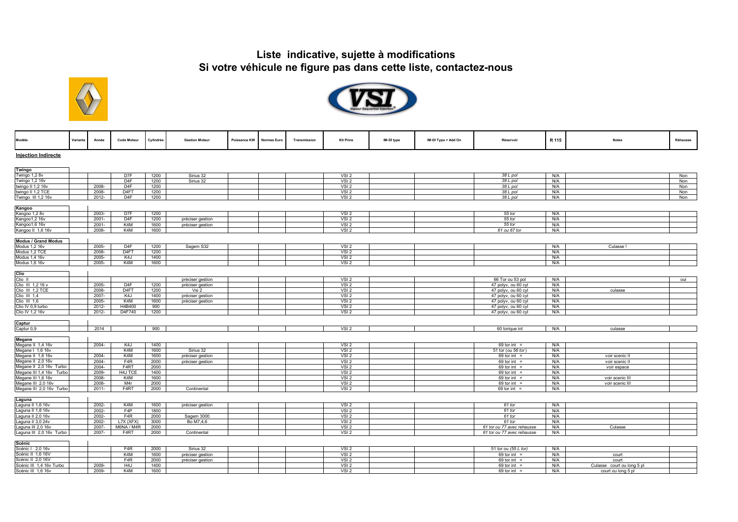# Liste indicative, sujette à modifications
# Si votre véhicule ne figure pas dans cette liste, contactez-nous

| Modèle | Variante | Année | Code Moteur | Cylindrée | Gestion Moteur | Puissance KW | Normes Euro | Transmission | Kit Prins | IM-DI type | IM-DI Type + Add On | Réservoir | R 115 | Notes | Réhausse |
|---|---|---|---|---|---|---|---|---|---|---|---|---|---|---|---|
| **Injection Indirecte** | | | | | | | | | | | | | | | |
| **Twingo** | | | | | | | | | | | | | | | |
| Twingo 1,2 8v | | | D7F | 1200 | Sirius 32 | | | | VSI 2 | | | *38 L pol* | N/A | | Non |
| Twingo 1,2 16v | | | D4F | 1200 | Sirius 32 | | | | VSI 2 | | | *38 L pol* | N/A | | Non |
| twingo II 1,2 16v | | 2008- | D4F | 1200 | | | | | VSI 2 | | | *38 L pol* | N/A | | Non |
| twingo II 1,2 TCE | | 2008- | D4FT | 1200 | | | | | VSI 2 | | | *38 L pol* | N/A | | Non |
| Twingo III 1,2 16v | | 2012- | D4F | 1200 | | | | | VSI 2 | | | *38 L pol* | N/A | | Non |
| **Kangoo** | | | | | | | | | | | | | | | |
| Kangoo 1,2 8v | | 2003- | D7F | 1200 | | | | | VSI 2 | | | *55 tor* | N/A | | |
| Kangoo1,2 16v | | 2001- | D4F | 1200 | préciser gestion | | | | VSI 2 | | | *55 tor* | N/A | | |
| Kangoo1,6 16v | | 2001- | K4M | 1600 | préciser gestion | | | | VSI 2 | | | *55 tor* | N/A | | |
| Kangoo II 1,6 16v | | 2008- | K4M | 1600 | | | | | VSI 2 | | | *61 ou 67 tor* | N/A | | |
| **Modus / Grand Modus** | | | | | | | | | | | | | | | |
| Modus 1,2 16v | | 2005- | D4F | 1200 | Sagem S32 | | | | VSI 2 | | | | N/A | Culasse ! | |
| Modus 1,2 TCE | | 2008- | D4FT | 1200 | | | | | VSI 2 | | | | N/A | | |
| Modus 1,4 16v | | 2005- | K4J | 1400 | | | | | VSI 2 | | | | N/A | | |
| Modus 1,6 16v | | 2005- | K4M | 1600 | | | | | VSI 2 | | | | N/A | | |
| **Clio** | | | | | | | | | | | | | | | |
| Clio II | | | | | préciser gestion | | | | VSI 2 | | | 66 Tor ou 53 pol | N/A | | oui |
| Clio III 1,2 16 v | | 2005- | D4F | 1200 | préciser gestion | | | | VSI 2 | | | 47 polyv, ou 60 cyl | N/A | | |
| Clio III 1,2 TCE | | 2008- | D4FT | 1200 | Vsi 2 | | | | VSI 2 | | | 47 polyv, ou 60 cyl | N/A | culasse | |
| Clio III 1,4 | | 2007- | K4J | 1400 | préciser gestion | | | | VSI 2 | | | 47 polyv, ou 60 cyl | N/A | | |
| Clio III 1,6 | | 2005- | K4M | 1600 | préciser gestion | | | | VSI 2 | | | 47 polyv, ou 60 cyl | N/A | | |
| Clio IV 0,9 turbo | | 2012- | H4B400 | 900 | | | | | VSI 2 | | | 47 polyv, ou 60 cyl | N/A | | |
| Clio IV 1,2 16v | | 2012- | D4F740 | 1200 | | | | | VSI 2 | | | 47 polyv, ou 60 cyl | N/A | | |
| **Captur** | | | | | | | | | | | | | | | |
| Captur 0,9 | | 2014 | | 900 | | | | | VSI 2 | | | 60 torique int | N/A | culasse | |
| **Megane** | | | | | | | | | | | | | | | |
| Megane II 1,4 16v | | 2004- | K4J | 1400 | | | | | VSI 2 | | | 69 tor int = | N/A | | |
| Megane I 1,6 16v | | | K4M | 1600 | Sirius 32 | | | | VSI 2 | | | 51 tor (*ou 56 tor*) | N/A | | |
| Megane II 1,6 16v | | 2004- | K4M | 1600 | préciser gestion | | | | VSI 2 | | | 69 tor int = | N/A | voir scenic II | |
| Megane II 2,0 16v | | 2004- | F4R | 2000 | préciser gestion | | | | VSI 2 | | | 69 tor int = | N/A | voir scenic II | |
| Megane II 2,0 16v Turbo | | 2004- | F4RT | 2000 | | | | | VSI 2 | | | 69 tor int = | N/A | voir espace | |
| Megane III 1,4 16v Turbo | | 2009- | H4J TCE | 1400 | | | | | VSI 2 | | | 69 tor int = | N/A | | |
| Megane III 1,6 16v | | 2008- | K4M | 1600 | | | | | VSI 2 | | | 69 tor int = | N/A | voir scenic III | |
| Megane III 2,0 16v | | 2008- | M4r | 2000 | | | | | VSI 2 | | | 69 tor int = | N/A | voir scenic III | |
| Megane III 2,0 16v Turbo | | 2011- | F4RT | 2000 | Continental | | | | VSI 2 | | | 69 tor int = | N/A | | |
| **Laguna** | | | | | | | | | | | | | | | |
| Laguna II 1,6 16v | | 2002- | K4M | 1600 | préciser gestion | | | | VSI 2 | | | *61 tor* | N/A | | |
| Laguna II 1,8 16v | | 2002- | F4P | 1800 | | | | | VSI 2 | | | *61 tor* | N/A | | |
| Laguna II 2,0 16v | | 2002- | F4R | 2000 | Sagem 3000 | | | | VSI 2 | | | *61 tor* | N/A | | |
| Laguna II 3,0 24v | | 2002- | L7X (XFX) | 3000 | Bo M7,4,6 | | | | VSI 2 | | | *61 tor* | N/A | | |
| Laguna III 2,0 16v | | 2007- | M6NA / M4R | 2000 | | | | | VSI 2 | | | *61 tor ou 77 avec rehausse* | N/A | Culasse | |
| Laguna III 2,0 16v Turbo | | 2007- | F4RT | 2000 | Continental | | | | VSI 2 | | | *61 tor ou 77 avec rehausse* | N/A | | |
| **Scénic** | | | | | | | | | | | | | | | |
| Scénic I 2,0 16v | | | F4R | 2000 | Sirius 32 | | | | VSI 2 | | | 51 tor ou (*55 L tor*) | N/A | | |
| Scénic II 1,6 16V | | | K4M | 1600 | préciser gestion | | | | VSI 2 | | | 69 tor int = | N/A | court | |
| Scénic II 2,0 16V | | | F4R | 2000 | préciser gestion | | | | VSI 2 | | | 69 tor int = | N/A | court | |
| Scénic III 1,4 16v Turbo | | 2009- | H4J | 1400 | | | | | VSI 2 | | | 69 tor int = | N/A | Culasse court ou long 5 pl | |
| Scénic III 1,6 16v | | 2009- | K4M | 1600 | | | | | VSI 2 | | | 69 tor int = | N/A | court ou long 5 pl | |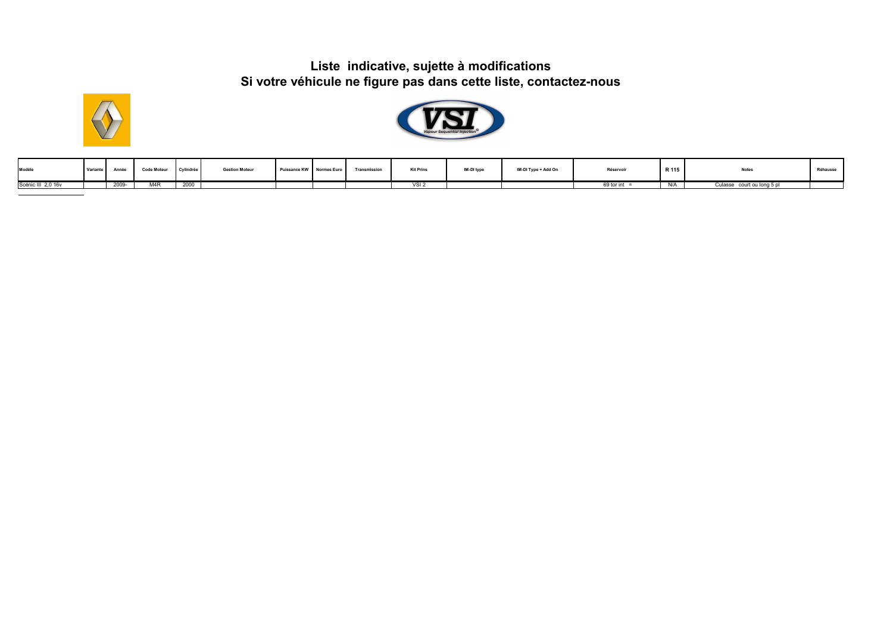**Liste indicative, sujette à modifications**
**Si votre véhicule ne figure pas dans cette liste, contactez-nous**

| Modèle | Variante | Année | Code Moteur | Cylindrée | Gestion Moteur | Puissance KW | Normes Euro | Transmission | Kit Prins | IM-DI type | IM-DI Type + Add On | Réservoir | R 115 | Notes | Réhausse |
|---|---|---|---|---|---|---|---|---|---|---|---|---|---|---|---|
| Scénic III 2,0 16v | | 2009- | M4R | 2000 | | | | | VSI 2 | | | 69 tor int = | N/A | Culasse court ou long 5 pl | |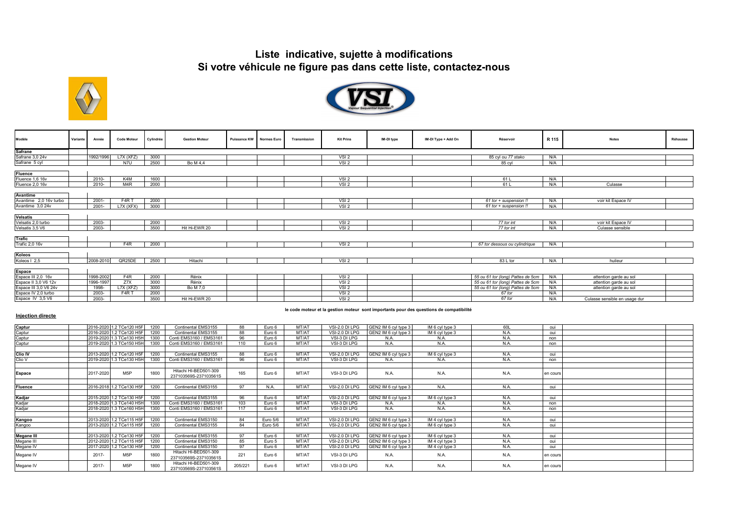# Liste indicative, sujette à modifications
# Si votre véhicule ne figure pas dans cette liste, contactez-nous

| Modèle | Variante | Année | Code Moteur | Cylindrée | Gestion Moteur | Puissance KW | Normes Euro | Transmission | Kit Prins | IM-DI type | IM-DI Type + Add On | Réservoir | R 115 | Notes | Réhausse |
|---|---|---|---|---|---|---|---|---|---|---|---|---|---|---|---|
| **Safrane** | | | | | | | | | | | | | | | |
| Safrane 3,0 24v | | 1992/1996 | L7X (XFZ) | 3000 | | | | | VSI 2 | | | 85 cyl ou *77 stako* | N/A | | |
| Safrane 5 cyl | | | N7U | 2500 | Bo M 4,4 | | | | VSI 2 | | | 85 cyl | N/A | | |
| **Fluence** | | | | | | | | | | | | | | | |
| Fluence 1,6 16v | | 2010- | K4M | 1600 | | | | | VSI 2 | | | 61 L | N/A | | |
| Fluence 2,0 16v | | 2010- | M4R | 2000 | | | | | VSI 2 | | | 61 L | N/A | Culasse | |
| **Avantime** | | | | | | | | | | | | | | | |
| Avantime 2,0 16v turbo | | 2001- | F4R T | 2000 | | | | | VSI 2 | | | *61 tor + suspension !!* | N/A | voir kit Espace IV | |
| Avantime 3,0 24v | | 2001- | L7X (XFX) | 3000 | | | | | VSI 2 | | | *61 tor + suspension !!* | N/A | | |
| **Velsatis** | | | | | | | | | | | | | | | |
| Velsatis 2,0 turbo | | 2003- | | 2000 | | | | | VSI 2 | | | *77 tor int* | N/A | voir kit Espace IV | |
| Velsatis 3,5 V6 | | 2003- | | 3500 | Hit Hi-EWR 20 | | | | VSI 2 | | | *77 tor int* | N/A | Culasse sensible | |
| **Trafic** | | | | | | | | | | | | | | | |
| Trafic 2,0 16v | | | F4R | 2000 | | | | | VSI 2 | | | *67 tor dessous ou cylindrique* | N/A | | |
| **Koleos** | | | | | | | | | | | | | | | |
| Koleos I 2,5 | | 2008-2010 | QR25DE | 2500 | Hitachi | | | | VSI 2 | | | 83 L tor | N/A | huileur | |
| **Espace** | | | | | | | | | | | | | | | |
| Espace III 2,0 16v | | 1998-2002 | F4R | 2000 | Rénix | | | | VSI 2 | | | *55 ou 61 tor (long) Pattes de 5cm* | N/A | attention garde au sol | |
| Espace II 3,0 V6 12v | | 1996-1997 | Z7X | 3000 | Rénix | | | | VSI 2 | | | *55 ou 61 tor (long) Pattes de 5cm* | N/A | attention garde au sol | |
| Espace III 3,0 V6 24v | | 1998- | L7X (XFZ) | 3000 | Bo M 7,0 | | | | VSI 2 | | | *55 ou 61 tor (long) Pattes de 5cm* | N/A | attention garde au sol | |
| Espace IV 2,0 turbo | | 2003- | F4R T | 2000 | | | | | VSI 2 | | | *67 tor* | N/A | | |
| Espace IV 3,5 V6 | | 2003- | | 3500 | Hit Hi-EWR 20 | | | | VSI 2 | | | *67 tor* | N/A | Culasse sensible en usage dur | |

**le code moteur et la gestion moteur sont importants pour des questions de compatibilité**

**Injection directe**

| Modèle | Variante | Année | Code Moteur | Cylindrée | Gestion Moteur | Puissance KW | Normes Euro | Transmission | Kit Prins | IM-DI type | IM-DI Type + Add On | Réservoir | R 115 | Notes | Réhausse |
|---|---|---|---|---|---|---|---|---|---|---|---|---|---|---|---|
| **Captur** | | 2016-2020 | 1.2 TCe120 H5F | 1200 | Continental EMS3155 | 88 | Euro 6 | MT/AT | VSI-2.0 DI LPG | GEN2 IM 6 cyl type 3 | IM 6 cyl type 3 | 60L | oui | | |
| Captur | | 2016-2020 | 1.2 TCe120 H5F | 1200 | Continental EMS3155 | 88 | Euro 6 | MT/AT | VSI-2.0 DI LPG | GEN2 IM 6 cyl type 3 | IM 6 cyl type 3 | N.A. | oui | | |
| Captur | | 2019-2020 | 1.3 TCe130 H5H | 1300 | Conti EMS3160 / EMS3161 | 96 | Euro 6 | MT/AT | VSI-3 DI LPG | N.A. | N.A. | N.A. | non | | |
| Captur | | 2019-2020 | 1.3 TCe150 H5H | 1300 | Conti EMS3160 / EMS3161 | 110 | Euro 6 | MT/AT | VSI-3 DI LPG | N.A. | N.A. | N.A. | non | | |
| **Clio IV** | | 2013-2020 | 1.2 TCe120 H5F | 1200 | Continental EMS3155 | 88 | Euro 6 | MT/AT | VSI-2.0 DI LPG | GEN2 IM 6 cyl type 3 | IM 6 cyl type 3 | N.A. | oui | | |
| Clio V | | 2019-2020 | 1.3 TCe130 H5H | 1300 | Conti EMS3160 / EMS3161 | 96 | Euro 6 | MT/AT | VSI-3 DI LPG | N.A. | N.A. | N.A. | non | | |
| **Espace** | | 2017-2020 | M5P | 1800 | Hitachi HI-BED501-309 237103569S-237103561S | 165 | Euro 6 | MT/AT | VSI-3 DI LPG | N.A. | N.A. | N.A. | en cours | | |
| **Fluence** | | 2016-2018 | 1.2 TCe130 H5F | 1200 | Continental EMS3155 | 97 | N.A. | MT/AT | VSI-2.0 DI LPG | GEN2 IM 6 cyl type 3 | N.A. | N.A. | oui | | |
| **Kadjar** | | 2015-2020 | 1.2 TCe130 H5F | 1200 | Continental EMS3155 | 96 | Euro 6 | MT/AT | VSI-2.0 DI LPG | GEN2 IM 6 cyl type 3 | IM 6 cyl type 3 | N.A. | oui | | |
| Kadjar | | 2018-2020 | 1.3 TCe140 H5H | 1300 | Conti EMS3160 / EMS3161 | 103 | Euro 6 | MT/AT | VSI-3 DI LPG | N.A. | N.A. | N.A. | non | | |
| Kadjar | | 2018-2020 | 1.3 TCe160 H5H | 1300 | Conti EMS3160 / EMS3161 | 117 | Euro 6 | MT/AT | VSI-3 DI LPG | N.A. | N.A. | N.A. | non | | |
| **Kangoo** | | 2013-2020 | 1.2 TCe115 H5F | 1200 | Continental EMS3150 | 84 | Euro 5/6 | MT/AT | VSI-2.0 DI LPG | GEN2 IM 6 cyl type 3 | IM 4 cyl type 3 | N.A. | oui | | |
| Kangoo | | 2013-2020 | 1.2 TCe115 H5F | 1200 | Continental EMS3155 | 84 | Euro 5/6 | MT/AT | VSI-2.0 DI LPG | GEN2 IM 6 cyl type 3 | IM 6 cyl type 3 | N.A. | oui | | |
| **Megane III** | | 2013-2020 | 1.2 TCe130 H5F | 1200 | Continental EMS3155 | 97 | Euro 6 | MT/AT | VSI-2.0 DI LPG | GEN2 IM 6 cyl type 3 | IM 6 cyl type 3 | N.A. | oui | | |
| Megane III | | 2012-2020 | 1.2 TCe115 H5F | 1200 | Continental EMS3150 | 85 | Euro 5 | MT/AT | VSI-2.0 DI LPG | GEN2 IM 6 cyl type 3 | IM 4 cyl type 3 | N.A. | oui | | |
| Megane IV | | 2017-2020 | 1.2 TCe130 H5F | 1200 | Continental EMS3150 | 97 | Euro 6 | MT/AT | VSI-2.0 DI LPG | GEN2 IM 6 cyl type 3 | IM 4 cyl type 3 | N.A. | oui | | |
| Megane IV | | 2017- | M5P | 1800 | Hitachi HI-BED501-309 237103569S-237103561S | 221 | Euro 6 | MT/AT | VSI-3 DI LPG | N.A. | N.A. | N.A. | en cours | | |
| Megane IV | | 2017- | M5P | 1800 | Hitachi HI-BED501-309 237103569S-237103561S | 205/221 | Euro 6 | MT/AT | VSI-3 DI LPG | N.A. | N.A. | N.A. | en cours | | |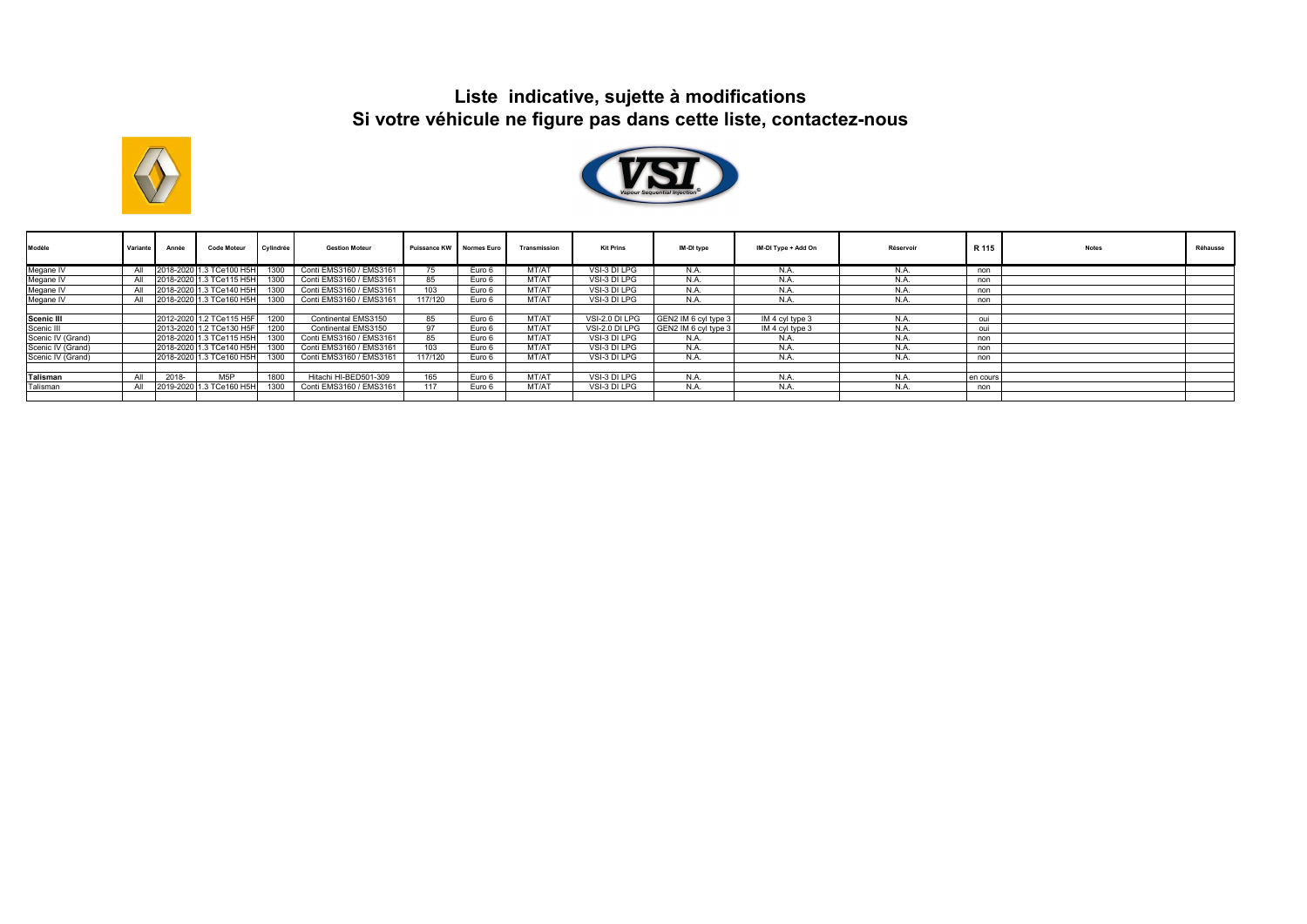# Liste indicative, sujette à modifications
# Si votre véhicule ne figure pas dans cette liste, contactez-nous

| Modèle | Variante | Année | Code Moteur | Cylindrée | Gestion Moteur | Puissance KW | Normes Euro | Transmission | Kit Prins | IM-DI type | IM-DI Type + Add On | Réservoir | R 115 | Notes | Réhausse |
|---|---|---|---|---|---|---|---|---|---|---|---|---|---|---|---|
| Megane IV | All | 2018-2020 | 1.3 TCe100 H5H | 1300 | Conti EMS3160 / EMS3161 | 75 | Euro 6 | MT/AT | VSI-3 DI LPG | N.A. | N.A. | N.A. | non | | |
| Megane IV | All | 2018-2020 | 1.3 TCe115 H5H | 1300 | Conti EMS3160 / EMS3161 | 85 | Euro 6 | MT/AT | VSI-3 DI LPG | N.A. | N.A. | N.A. | non | | |
| Megane IV | All | 2018-2020 | 1.3 TCe140 H5H | 1300 | Conti EMS3160 / EMS3161 | 103 | Euro 6 | MT/AT | VSI-3 DI LPG | N.A. | N.A. | N.A. | non | | |
| Megane IV | All | 2018-2020 | 1.3 TCe160 H5H | 1300 | Conti EMS3160 / EMS3161 | 117/120 | Euro 6 | MT/AT | VSI-3 DI LPG | N.A. | N.A. | N.A. | non | | |
| | | | | | | | | | | | | | | | |
| **Scenic III** | | 2012-2020 | 1.2 TCe115 H5F | 1200 | Continental EMS3150 | 85 | Euro 6 | MT/AT | VSI-2.0 DI LPG | GEN2 IM 6 cyl type 3 | IM 4 cyl type 3 | N.A. | oui | | |
| Scenic III | | 2013-2020 | 1.2 TCe130 H5F | 1200 | Continental EMS3150 | 97 | Euro 6 | MT/AT | VSI-2.0 DI LPG | GEN2 IM 6 cyl type 3 | IM 4 cyl type 3 | N.A. | oui | | |
| Scenic IV (Grand) | | 2018-2020 | 1.3 TCe115 H5H | 1300 | Conti EMS3160 / EMS3161 | 85 | Euro 6 | MT/AT | VSI-3 DI LPG | N.A. | N.A. | N.A. | non | | |
| Scenic IV (Grand) | | 2018-2020 | 1.3 TCe140 H5H | 1300 | Conti EMS3160 / EMS3161 | 103 | Euro 6 | MT/AT | VSI-3 DI LPG | N.A. | N.A. | N.A. | non | | |
| Scenic IV (Grand) | | 2018-2020 | 1.3 TCe160 H5H | 1300 | Conti EMS3160 / EMS3161 | 117/120 | Euro 6 | MT/AT | VSI-3 DI LPG | N.A. | N.A. | N.A. | non | | |
| | | | | | | | | | | | | | | | |
| **Talisman** | All | 2018- | M5P | 1800 | Hitachi HI-BED501-309 | 165 | Euro 6 | MT/AT | VSI-3 DI LPG | N.A. | N.A. | N.A. | en cours | | |
| Talisman | All | 2019-2020 | 1.3 TCe160 H5H | 1300 | Conti EMS3160 / EMS3161 | 117 | Euro 6 | MT/AT | VSI-3 DI LPG | N.A. | N.A. | N.A. | non | | |